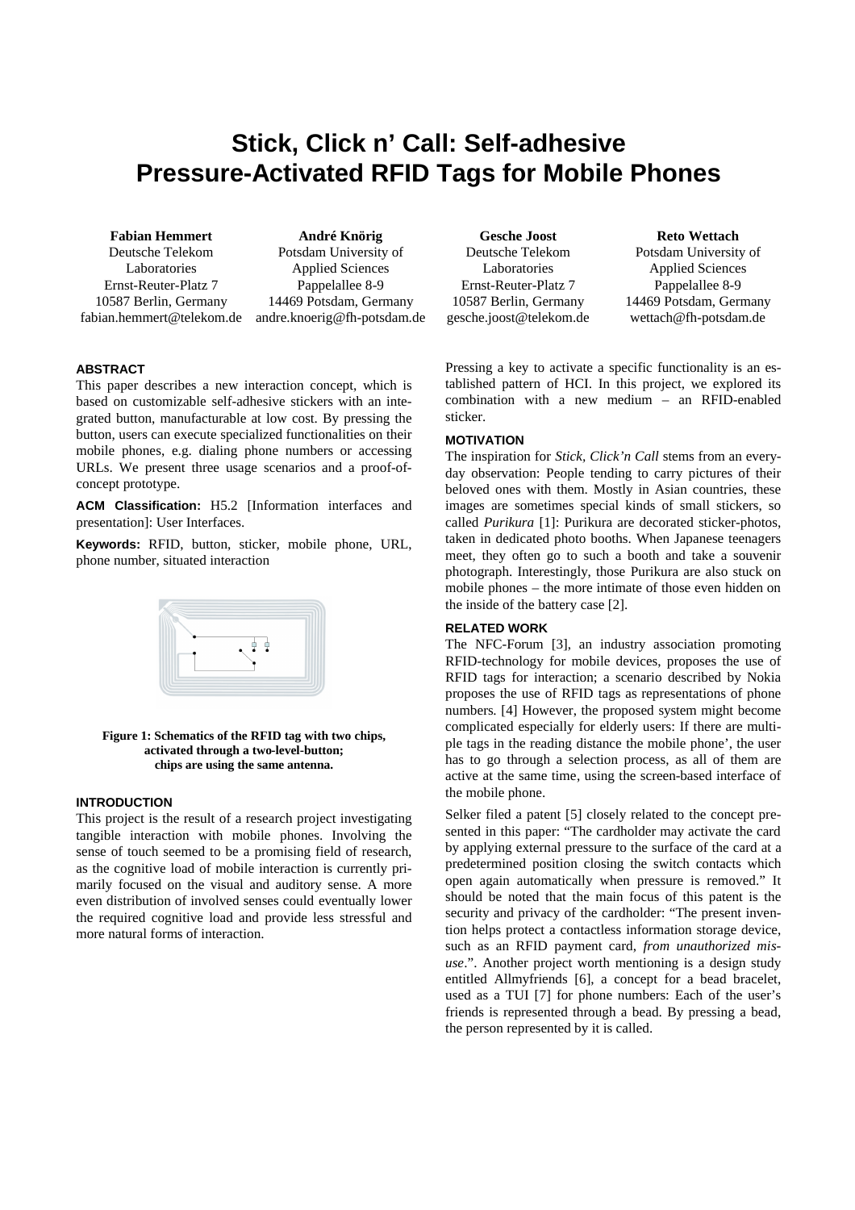# Stick, Click n' Call: Self-adhesive Pressure-Activated RFID Tags for Mobile Phones

**Fabian Hemmert**
Deutsche Telekom Laboratories
Ernst-Reuter-Platz 7
10587 Berlin, Germany
fabian.hemmert@telekom.de

**André Knörig**
Potsdam University of Applied Sciences
Pappelallee 8-9
14469 Potsdam, Germany
andre.knoerig@fh-potsdam.de

**Gesche Joost**
Deutsche Telekom Laboratories
Ernst-Reuter-Platz 7
10587 Berlin, Germany
gesche.joost@telekom.de

**Reto Wettach**
Potsdam University of Applied Sciences
Pappelallee 8-9
14469 Potsdam, Germany
wettach@fh-potsdam.de

## ABSTRACT

This paper describes a new interaction concept, which is based on customizable self-adhesive stickers with an integrated button, manufacturable at low cost. By pressing the button, users can execute specialized functionalities on their mobile phones, e.g. dialing phone numbers or accessing URLs. We present three usage scenarios and a proof-of-concept prototype.

**ACM Classification:** H5.2 [Information interfaces and presentation]: User Interfaces.

**Keywords:** RFID, button, sticker, mobile phone, URL, phone number, situated interaction

**Figure 1: Schematics of the RFID tag with two chips, activated through a two-level-button; chips are using the same antenna.**

## INTRODUCTION

This project is the result of a research project investigating tangible interaction with mobile phones. Involving the sense of touch seemed to be a promising field of research, as the cognitive load of mobile interaction is currently primarily focused on the visual and auditory sense. A more even distribution of involved senses could eventually lower the required cognitive load and provide less stressful and more natural forms of interaction.

Pressing a key to activate a specific functionality is an established pattern of HCI. In this project, we explored its combination with a new medium – an RFID-enabled sticker.

## MOTIVATION

The inspiration for *Stick, Click'n Call* stems from an everyday observation: People tending to carry pictures of their beloved ones with them. Mostly in Asian countries, these images are sometimes special kinds of small stickers, so called *Purikura* [1]: Purikura are decorated sticker-photos, taken in dedicated photo booths. When Japanese teenagers meet, they often go to such a booth and take a souvenir photograph. Interestingly, those Purikura are also stuck on mobile phones – the more intimate of those even hidden on the inside of the battery case [2].

## RELATED WORK

The NFC-Forum [3], an industry association promoting RFID-technology for mobile devices, proposes the use of RFID tags for interaction; a scenario described by Nokia proposes the use of RFID tags as representations of phone numbers. [4] However, the proposed system might become complicated especially for elderly users: If there are multiple tags in the reading distance the mobile phone', the user has to go through a selection process, as all of them are active at the same time, using the screen-based interface of the mobile phone.

Selker filed a patent [5] closely related to the concept presented in this paper: "The cardholder may activate the card by applying external pressure to the surface of the card at a predetermined position closing the switch contacts which open again automatically when pressure is removed." It should be noted that the main focus of this patent is the security and privacy of the cardholder: "The present invention helps protect a contactless information storage device, such as an RFID payment card, *from unauthorized misuse*.". Another project worth mentioning is a design study entitled Allmyfriends [6], a concept for a bead bracelet, used as a TUI [7] for phone numbers: Each of the user's friends is represented through a bead. By pressing a bead, the person represented by it is called.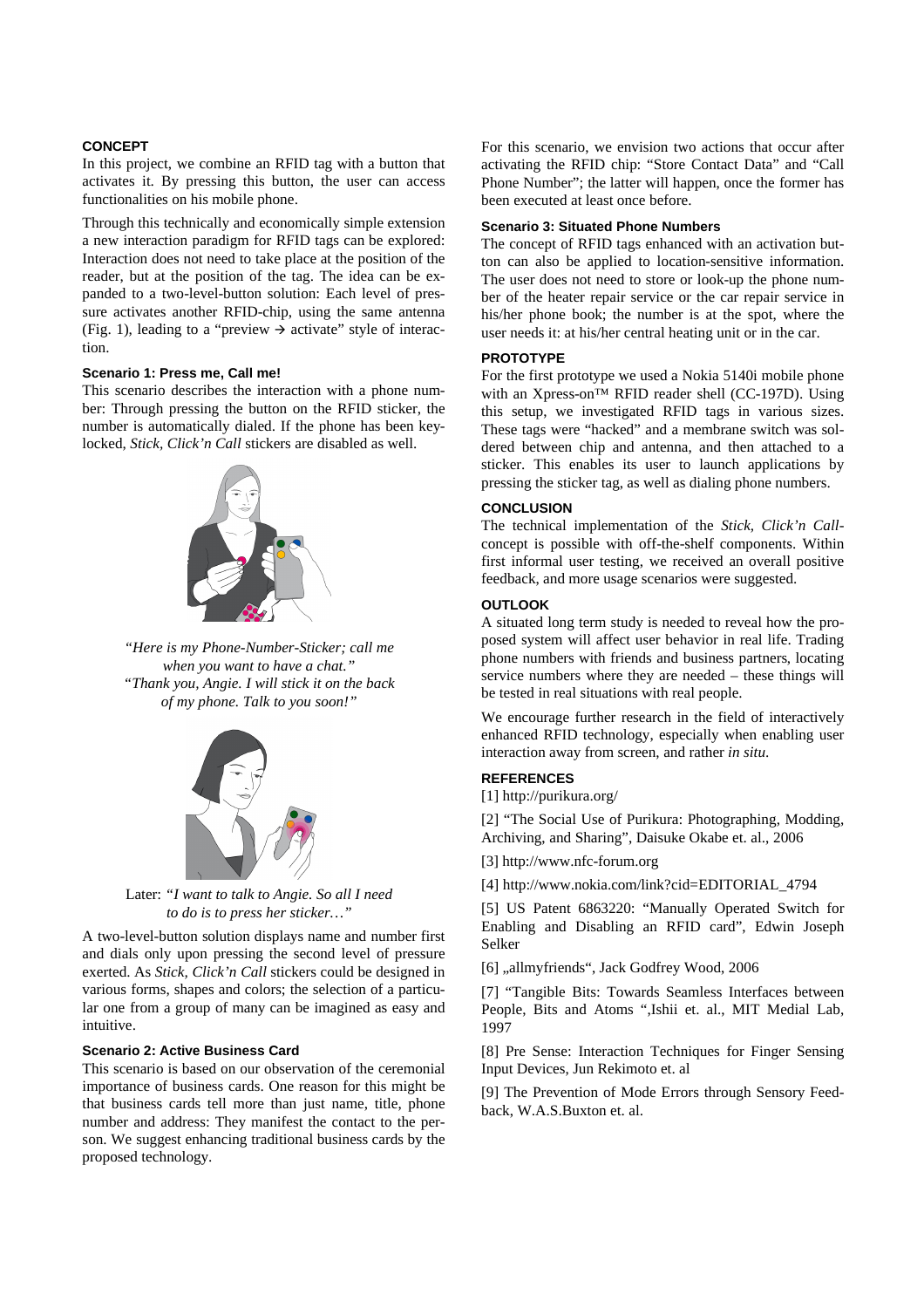## CONCEPT

In this project, we combine an RFID tag with a button that activates it. By pressing this button, the user can access functionalities on his mobile phone.

Through this technically and economically simple extension a new interaction paradigm for RFID tags can be explored: Interaction does not need to take place at the position of the reader, but at the position of the tag. The idea can be expanded to a two-level-button solution: Each level of pressure activates another RFID-chip, using the same antenna (Fig. 1), leading to a "preview → activate" style of interaction.

### Scenario 1: Press me, Call me!

This scenario describes the interaction with a phone number: Through pressing the button on the RFID sticker, the number is automatically dialed. If the phone has been keylocked, *Stick, Click'n Call* stickers are disabled as well.

*"Here is my Phone-Number-Sticker; call me when you want to have a chat."*
*"Thank you, Angie. I will stick it on the back of my phone. Talk to you soon!"*

Later: *"I want to talk to Angie. So all I need to do is to press her sticker…"*

A two-level-button solution displays name and number first and dials only upon pressing the second level of pressure exerted. As *Stick, Click'n Call* stickers could be designed in various forms, shapes and colors; the selection of a particular one from a group of many can be imagined as easy and intuitive.

### Scenario 2: Active Business Card

This scenario is based on our observation of the ceremonial importance of business cards. One reason for this might be that business cards tell more than just name, title, phone number and address: They manifest the contact to the person. We suggest enhancing traditional business cards by the proposed technology.

For this scenario, we envision two actions that occur after activating the RFID chip: "Store Contact Data" and "Call Phone Number"; the latter will happen, once the former has been executed at least once before.

### Scenario 3: Situated Phone Numbers

The concept of RFID tags enhanced with an activation button can also be applied to location-sensitive information. The user does not need to store or look-up the phone number of the heater repair service or the car repair service in his/her phone book; the number is at the spot, where the user needs it: at his/her central heating unit or in the car.

## PROTOTYPE

For the first prototype we used a Nokia 5140i mobile phone with an Xpress-on™ RFID reader shell (CC-197D). Using this setup, we investigated RFID tags in various sizes. These tags were "hacked" and a membrane switch was soldered between chip and antenna, and then attached to a sticker. This enables its user to launch applications by pressing the sticker tag, as well as dialing phone numbers.

## CONCLUSION

The technical implementation of the *Stick, Click'n Call*-concept is possible with off-the-shelf components. Within first informal user testing, we received an overall positive feedback, and more usage scenarios were suggested.

## OUTLOOK

A situated long term study is needed to reveal how the proposed system will affect user behavior in real life. Trading phone numbers with friends and business partners, locating service numbers where they are needed – these things will be tested in real situations with real people.

We encourage further research in the field of interactively enhanced RFID technology, especially when enabling user interaction away from screen, and rather *in situ*.

## REFERENCES

[1] http://purikura.org/

[2] "The Social Use of Purikura: Photographing, Modding, Archiving, and Sharing", Daisuke Okabe et. al., 2006

[3] http://www.nfc-forum.org

[4] http://www.nokia.com/link?cid=EDITORIAL_4794

[5] US Patent 6863220: "Manually Operated Switch for Enabling and Disabling an RFID card", Edwin Joseph Selker

[6] „allmyfriends", Jack Godfrey Wood, 2006

[7] "Tangible Bits: Towards Seamless Interfaces between People, Bits and Atoms ",Ishii et. al., MIT Medial Lab, 1997

[8] Pre Sense: Interaction Techniques for Finger Sensing Input Devices, Jun Rekimoto et. al

[9] The Prevention of Mode Errors through Sensory Feedback, W.A.S.Buxton et. al.